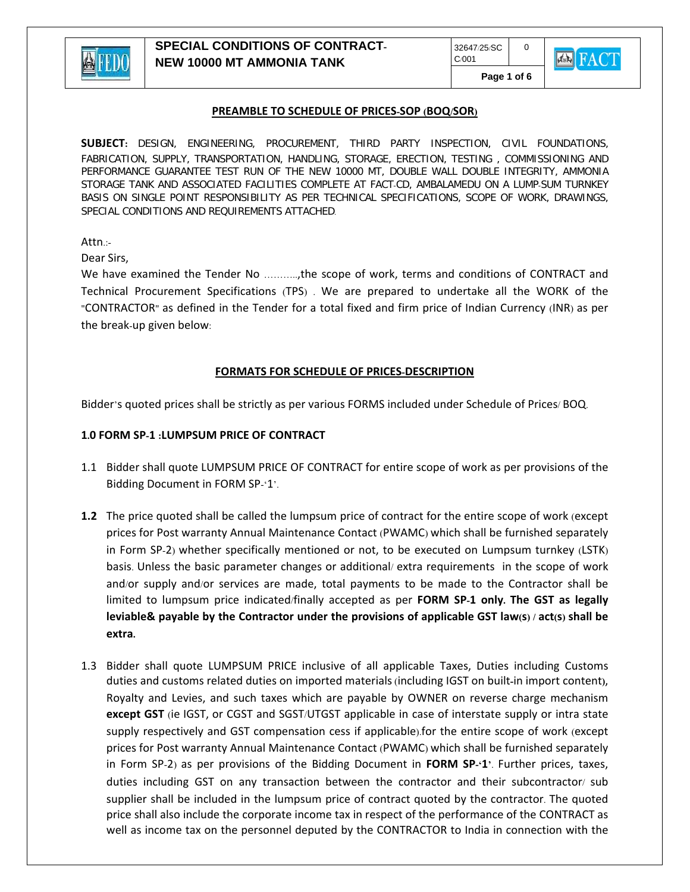## PREAMBLE TO SCHEDULE OF PRICES-SOP (BOQ/SOR)

**SUBJECT:** DESIGN, ENGINEERING, PROCUREMENT, THIRD PARTY INSPECTION, CIVIL FOUNDATIONS, FABRICATION, SUPPLY, TRANSPORTATION, HANDLING, STORAGE, ERECTION, TESTING , COMMISSIONING AND PERFORMANCE GUARANTEE TEST RUN OF THE NEW 10000 MT, DOUBLE WALL DOUBLE INTEGRITY, AMMONIA STORAGE TANK AND ASSOCIATED FACILITIES COMPLETE AT FACT-CD, AMBALAMEDU ON A LUMP-SUM TURNKEY BASIS ON SINGLE POINT RESPONSIBILITY AS PER TECHNICAL SPECIFICATIONS, SCOPE OF WORK, DRAWINGS, SPECIAL CONDITIONS AND REQUIREMENTS ATTACHED.

Attn.:-

Dear Sirs,

We have examined the Tender No ..........,the scope of work, terms and conditions of CONTRACT and Technical Procurement Specifications (TPS) . We are prepared to undertake all the WORK of the "CONTRACTOR" as defined in the Tender for a total fixed and firm price of Indian Currency (INR) as per the break-up given below:

## FORMATS FOR SCHEDULE OF PRICES-DESCRIPTION

Bidder's quoted prices shall be strictly as per various FORMS included under Schedule of Prices/ BOQ.

### 1.0 FORM SP-1 :LUMPSUM PRICE OF CONTRACT

1.1 Bidder shall quote LUMPSUM PRICE OF CONTRACT for entire scope of work as per provisions of the Bidding Document in FORM SP-'1'.

**1.2** The price quoted shall be called the lumpsum price of contract for the entire scope of work (except prices for Post warranty Annual Maintenance Contact (PWAMC) which shall be furnished separately in Form SP-2) whether specifically mentioned or not, to be executed on Lumpsum turnkey (LSTK) basis. Unless the basic parameter changes or additional/ extra requirements in the scope of work and/or supply and/or services are made, total payments to be made to the Contractor shall be limited to lumpsum price indicated/finally accepted as per **FORM SP-1 only. The GST as legally leviable& payable by the Contractor under the provisions of applicable GST law(S) / act(S) shall be extra.**

1.3 Bidder shall quote LUMPSUM PRICE inclusive of all applicable Taxes, Duties including Customs duties and customs related duties on imported materials (including IGST on built-in import content), Royalty and Levies, and such taxes which are payable by OWNER on reverse charge mechanism **except GST** (ie IGST, or CGST and SGST/UTGST applicable in case of interstate supply or intra state supply respectively and GST compensation cess if applicable).for the entire scope of work (except prices for Post warranty Annual Maintenance Contact (PWAMC) which shall be furnished separately in Form SP-2) as per provisions of the Bidding Document in **FORM SP-'1'**. Further prices, taxes, duties including GST on any transaction between the contractor and their subcontractor/ sub supplier shall be included in the lumpsum price of contract quoted by the contractor. The quoted price shall also include the corporate income tax in respect of the performance of the CONTRACT as well as income tax on the personnel deputed by the CONTRACTOR to India in connection with the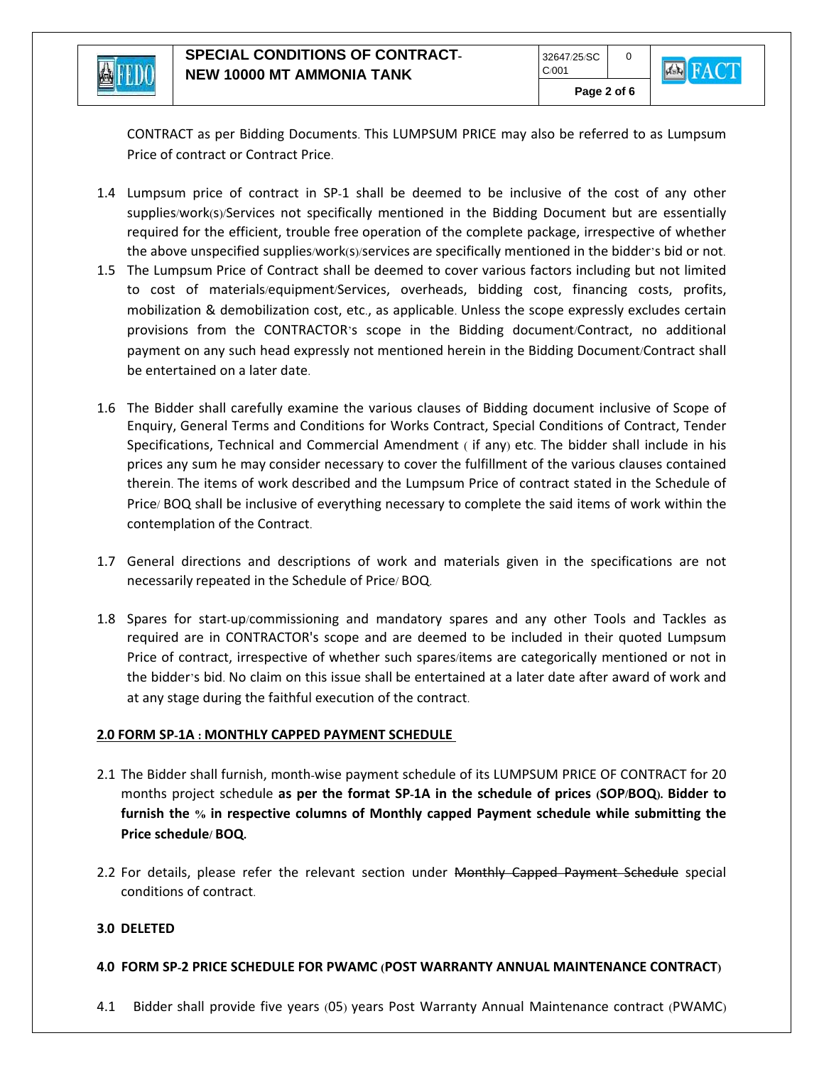CONTRACT as per Bidding Documents. This LUMPSUM PRICE may also be referred to as Lumpsum Price of contract or Contract Price.

1.4 Lumpsum price of contract in SP-1 shall be deemed to be inclusive of the cost of any other supplies/work(s)/Services not specifically mentioned in the Bidding Document but are essentially required for the efficient, trouble free operation of the complete package, irrespective of whether the above unspecified supplies/work(s)/services are specifically mentioned in the bidder's bid or not.

1.5 The Lumpsum Price of Contract shall be deemed to cover various factors including but not limited to cost of materials/equipment/Services, overheads, bidding cost, financing costs, profits, mobilization & demobilization cost, etc., as applicable. Unless the scope expressly excludes certain provisions from the CONTRACTOR's scope in the Bidding document/Contract, no additional payment on any such head expressly not mentioned herein in the Bidding Document/Contract shall be entertained on a later date.

1.6 The Bidder shall carefully examine the various clauses of Bidding document inclusive of Scope of Enquiry, General Terms and Conditions for Works Contract, Special Conditions of Contract, Tender Specifications, Technical and Commercial Amendment ( if any) etc. The bidder shall include in his prices any sum he may consider necessary to cover the fulfillment of the various clauses contained therein. The items of work described and the Lumpsum Price of contract stated in the Schedule of Price/ BOQ shall be inclusive of everything necessary to complete the said items of work within the contemplation of the Contract.

1.7 General directions and descriptions of work and materials given in the specifications are not necessarily repeated in the Schedule of Price/ BOQ.

1.8 Spares for start-up/commissioning and mandatory spares and any other Tools and Tackles as required are in CONTRACTOR's scope and are deemed to be included in their quoted Lumpsum Price of contract, irrespective of whether such spares/items are categorically mentioned or not in the bidder's bid. No claim on this issue shall be entertained at a later date after award of work and at any stage during the faithful execution of the contract.

**2.0 FORM SP-1A : MONTHLY CAPPED PAYMENT SCHEDULE**

2.1 The Bidder shall furnish, month-wise payment schedule of its LUMPSUM PRICE OF CONTRACT for 20 months project schedule **as per the format SP-1A in the schedule of prices (SOP/BOQ). Bidder to furnish the % in respective columns of Monthly capped Payment schedule while submitting the Price schedule/ BOQ.**

2.2 For details, please refer the relevant section under ~~Monthly Capped Payment Schedule~~ special conditions of contract.

**3.0 DELETED**

**4.0 FORM SP-2 PRICE SCHEDULE FOR PWAMC (POST WARRANTY ANNUAL MAINTENANCE CONTRACT)**

4.1 Bidder shall provide five years (05) years Post Warranty Annual Maintenance contract (PWAMC)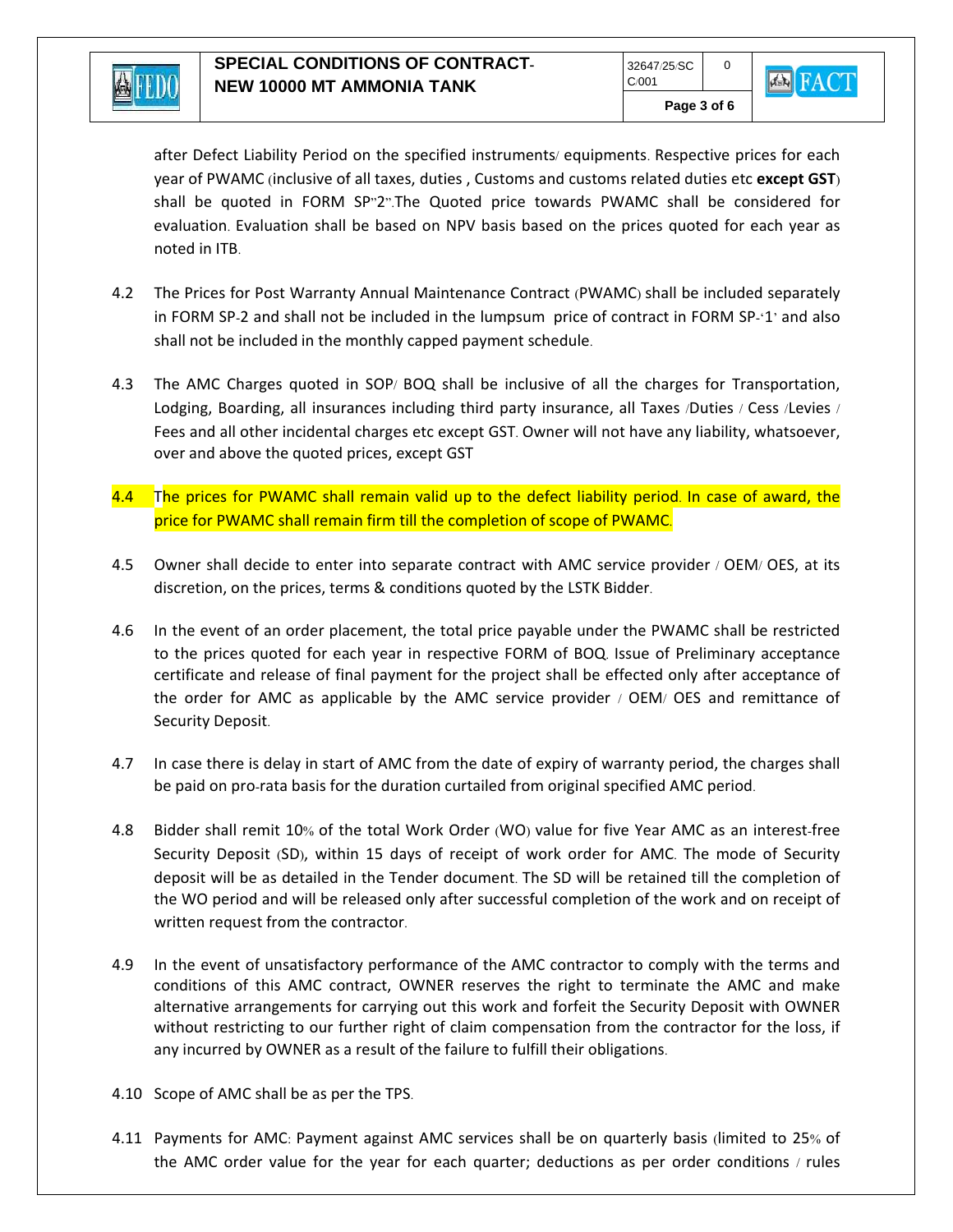after Defect Liability Period on the specified instruments/ equipments. Respective prices for each year of PWAMC (inclusive of all taxes, duties , Customs and customs related duties etc **except GST**) shall be quoted in FORM SP"2".The Quoted price towards PWAMC shall be considered for evaluation. Evaluation shall be based on NPV basis based on the prices quoted for each year as noted in ITB.

4.2 The Prices for Post Warranty Annual Maintenance Contract (PWAMC) shall be included separately in FORM SP-2 and shall not be included in the lumpsum price of contract in FORM SP-'1' and also shall not be included in the monthly capped payment schedule.

4.3 The AMC Charges quoted in SOP/ BOQ shall be inclusive of all the charges for Transportation, Lodging, Boarding, all insurances including third party insurance, all Taxes /Duties / Cess /Levies / Fees and all other incidental charges etc except GST. Owner will not have any liability, whatsoever, over and above the quoted prices, except GST

4.4 The prices for PWAMC shall remain valid up to the defect liability period. In case of award, the price for PWAMC shall remain firm till the completion of scope of PWAMC.

4.5 Owner shall decide to enter into separate contract with AMC service provider / OEM/ OES, at its discretion, on the prices, terms & conditions quoted by the LSTK Bidder.

4.6 In the event of an order placement, the total price payable under the PWAMC shall be restricted to the prices quoted for each year in respective FORM of BOQ. Issue of Preliminary acceptance certificate and release of final payment for the project shall be effected only after acceptance of the order for AMC as applicable by the AMC service provider / OEM/ OES and remittance of Security Deposit.

4.7 In case there is delay in start of AMC from the date of expiry of warranty period, the charges shall be paid on pro-rata basis for the duration curtailed from original specified AMC period.

4.8 Bidder shall remit 10% of the total Work Order (WO) value for five Year AMC as an interest-free Security Deposit (SD), within 15 days of receipt of work order for AMC. The mode of Security deposit will be as detailed in the Tender document. The SD will be retained till the completion of the WO period and will be released only after successful completion of the work and on receipt of written request from the contractor.

4.9 In the event of unsatisfactory performance of the AMC contractor to comply with the terms and conditions of this AMC contract, OWNER reserves the right to terminate the AMC and make alternative arrangements for carrying out this work and forfeit the Security Deposit with OWNER without restricting to our further right of claim compensation from the contractor for the loss, if any incurred by OWNER as a result of the failure to fulfill their obligations.

4.10 Scope of AMC shall be as per the TPS.

4.11 Payments for AMC: Payment against AMC services shall be on quarterly basis (limited to 25% of the AMC order value for the year for each quarter; deductions as per order conditions / rules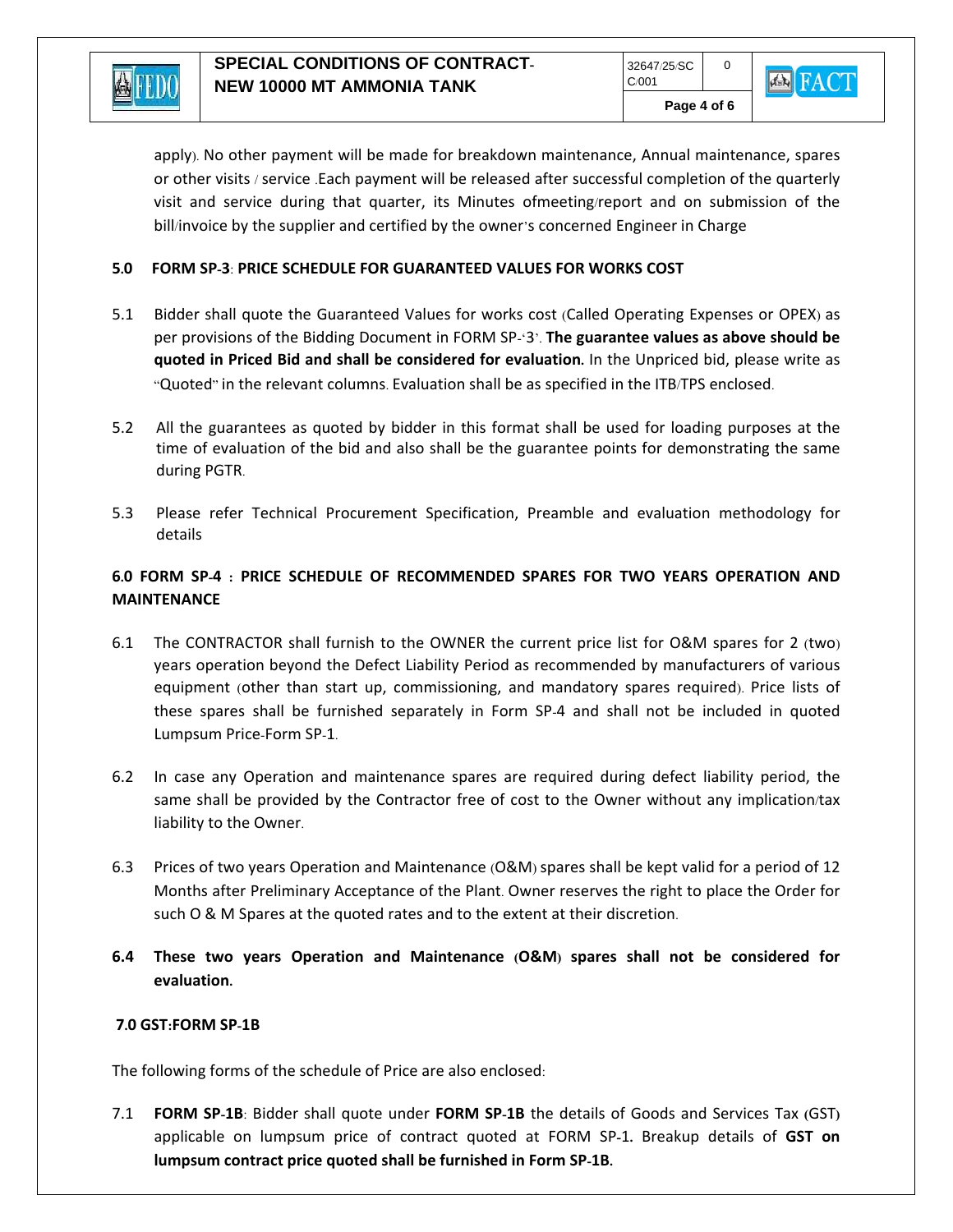apply). No other payment will be made for breakdown maintenance, Annual maintenance, spares or other visits / service .Each payment will be released after successful completion of the quarterly visit and service during that quarter, its Minutes ofmeeting/report and on submission of the bill/invoice by the supplier and certified by the owner's concerned Engineer in Charge

**5.0 FORM SP-3: PRICE SCHEDULE FOR GUARANTEED VALUES FOR WORKS COST**

5.1 Bidder shall quote the Guaranteed Values for works cost (Called Operating Expenses or OPEX) as per provisions of the Bidding Document in FORM SP-'3'. **The guarantee values as above should be quoted in Priced Bid and shall be considered for evaluation.** In the Unpriced bid, please write as "Quoted" in the relevant columns. Evaluation shall be as specified in the ITB/TPS enclosed.

5.2 All the guarantees as quoted by bidder in this format shall be used for loading purposes at the time of evaluation of the bid and also shall be the guarantee points for demonstrating the same during PGTR.

5.3 Please refer Technical Procurement Specification, Preamble and evaluation methodology for details

**6.0 FORM SP-4 : PRICE SCHEDULE OF RECOMMENDED SPARES FOR TWO YEARS OPERATION AND MAINTENANCE**

6.1 The CONTRACTOR shall furnish to the OWNER the current price list for O&M spares for 2 (two) years operation beyond the Defect Liability Period as recommended by manufacturers of various equipment (other than start up, commissioning, and mandatory spares required). Price lists of these spares shall be furnished separately in Form SP-4 and shall not be included in quoted Lumpsum Price-Form SP-1.

6.2 In case any Operation and maintenance spares are required during defect liability period, the same shall be provided by the Contractor free of cost to the Owner without any implication/tax liability to the Owner.

6.3 Prices of two years Operation and Maintenance (O&M) spares shall be kept valid for a period of 12 Months after Preliminary Acceptance of the Plant. Owner reserves the right to place the Order for such O & M Spares at the quoted rates and to the extent at their discretion.

**6.4 These two years Operation and Maintenance (O&M) spares shall not be considered for evaluation.**

**7.0 GST:FORM SP-1B**

The following forms of the schedule of Price are also enclosed:

7.1 **FORM SP-1B**: Bidder shall quote under **FORM SP-1B** the details of Goods and Services Tax (GST) applicable on lumpsum price of contract quoted at FORM SP-1. Breakup details of **GST on lumpsum contract price quoted shall be furnished in Form SP-1B.**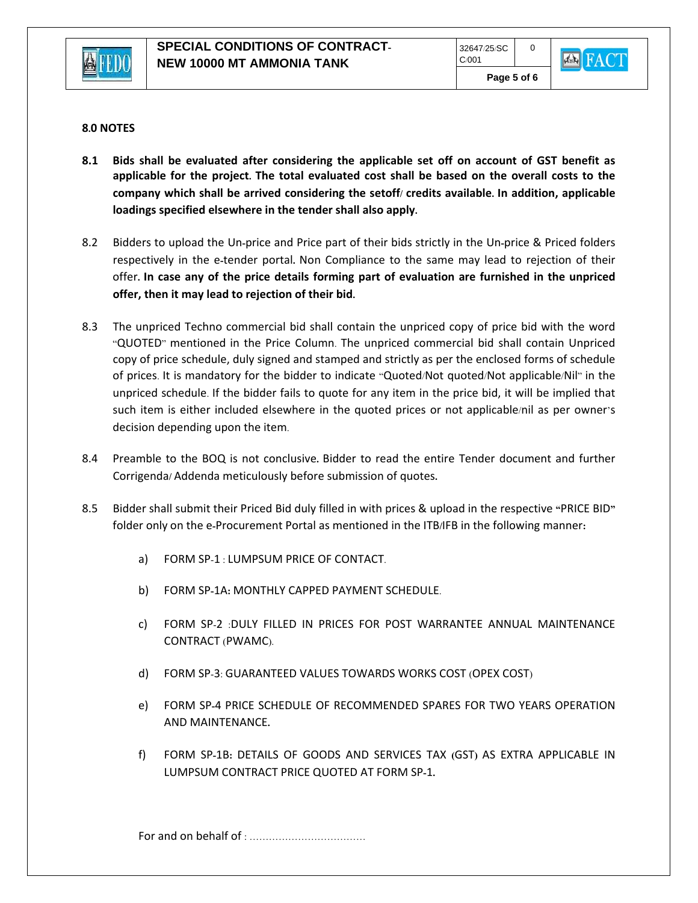## 8.0 NOTES

8.1 **Bids shall be evaluated after considering the applicable set off on account of GST benefit as applicable for the project. The total evaluated cost shall be based on the overall costs to the company which shall be arrived considering the setoff/ credits available. In addition, applicable loadings specified elsewhere in the tender shall also apply.**

8.2 Bidders to upload the Un-price and Price part of their bids strictly in the Un-price & Priced folders respectively in the e-tender portal. Non Compliance to the same may lead to rejection of their offer. **In case any of the price details forming part of evaluation are furnished in the unpriced offer, then it may lead to rejection of their bid.**

8.3 The unpriced Techno commercial bid shall contain the unpriced copy of price bid with the word "QUOTED" mentioned in the Price Column. The unpriced commercial bid shall contain Unpriced copy of price schedule, duly signed and stamped and strictly as per the enclosed forms of schedule of prices. It is mandatory for the bidder to indicate "Quoted/Not quoted/Not applicable/Nil" in the unpriced schedule. If the bidder fails to quote for any item in the price bid, it will be implied that such item is either included elsewhere in the quoted prices or not applicable/nil as per owner's decision depending upon the item.

8.4 Preamble to the BOQ is not conclusive. Bidder to read the entire Tender document and further Corrigenda/ Addenda meticulously before submission of quotes.

8.5 Bidder shall submit their Priced Bid duly filled in with prices & upload in the respective "PRICE BID" folder only on the e-Procurement Portal as mentioned in the ITB/IFB in the following manner:

a) FORM SP-1 : LUMPSUM PRICE OF CONTACT.

b) FORM SP-1A: MONTHLY CAPPED PAYMENT SCHEDULE.

c) FORM SP-2 :DULY FILLED IN PRICES FOR POST WARRANTEE ANNUAL MAINTENANCE CONTRACT (PWAMC).

d) FORM SP-3: GUARANTEED VALUES TOWARDS WORKS COST (OPEX COST)

e) FORM SP-4 PRICE SCHEDULE OF RECOMMENDED SPARES FOR TWO YEARS OPERATION AND MAINTENANCE.

f) FORM SP-1B: DETAILS OF GOODS AND SERVICES TAX (GST) AS EXTRA APPLICABLE IN LUMPSUM CONTRACT PRICE QUOTED AT FORM SP-1.

For and on behalf of : ....................................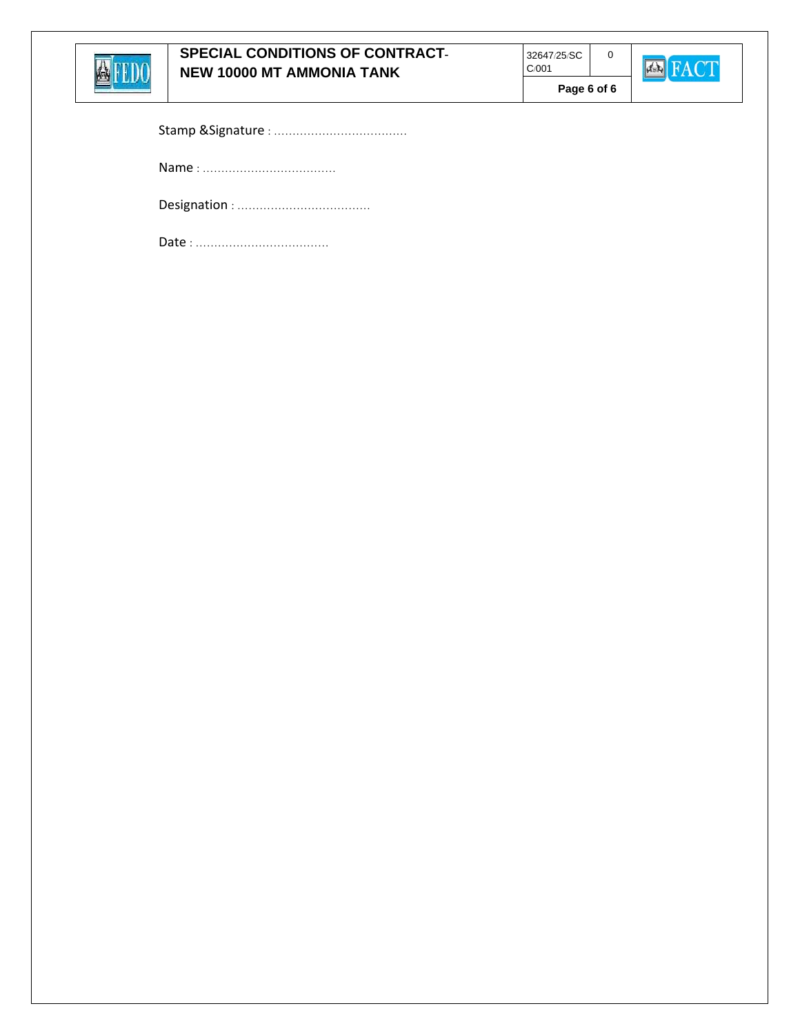Stamp &Signature : ....................................

Name : ....................................

Designation : ....................................

Date : ....................................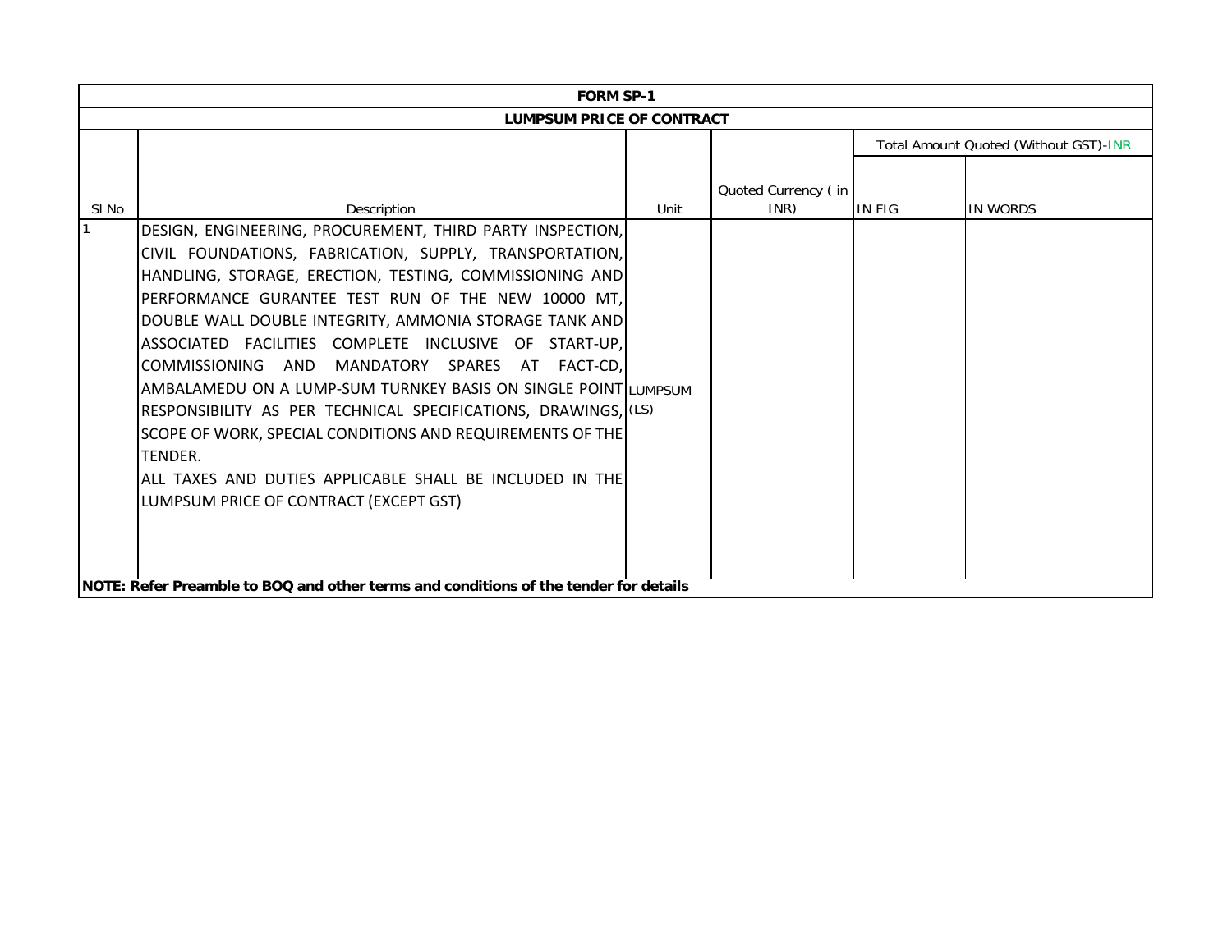## FORM SP-1

### LUMPSUM PRICE OF CONTRACT

| Sl No | Description | Unit | Quoted Currency ( in INR) | Total Amount Quoted (Without GST)-INR | |
|---|---|---|---|---|---|
| | | | | IN FIG | IN WORDS |
| 1 | DESIGN, ENGINEERING, PROCUREMENT, THIRD PARTY INSPECTION, CIVIL FOUNDATIONS, FABRICATION, SUPPLY, TRANSPORTATION, HANDLING, STORAGE, ERECTION, TESTING, COMMISSIONING AND PERFORMANCE GURANTEE TEST RUN OF THE NEW 10000 MT, DOUBLE WALL DOUBLE INTEGRITY, AMMONIA STORAGE TANK AND ASSOCIATED FACILITIES COMPLETE INCLUSIVE OF START-UP, COMMISSIONING AND MANDATORY SPARES AT FACT-CD, AMBALAMEDU ON A LUMP-SUM TURNKEY BASIS ON SINGLE POINT RESPONSIBILITY AS PER TECHNICAL SPECIFICATIONS, DRAWINGS, SCOPE OF WORK, SPECIAL CONDITIONS AND REQUIREMENTS OF THE TENDER.<br>ALL TAXES AND DUTIES APPLICABLE SHALL BE INCLUDED IN THE LUMPSUM PRICE OF CONTRACT (EXCEPT GST) | LUMPSUM (LS) | | | |

**NOTE: Refer Preamble to BOQ and other terms and conditions of the tender for details**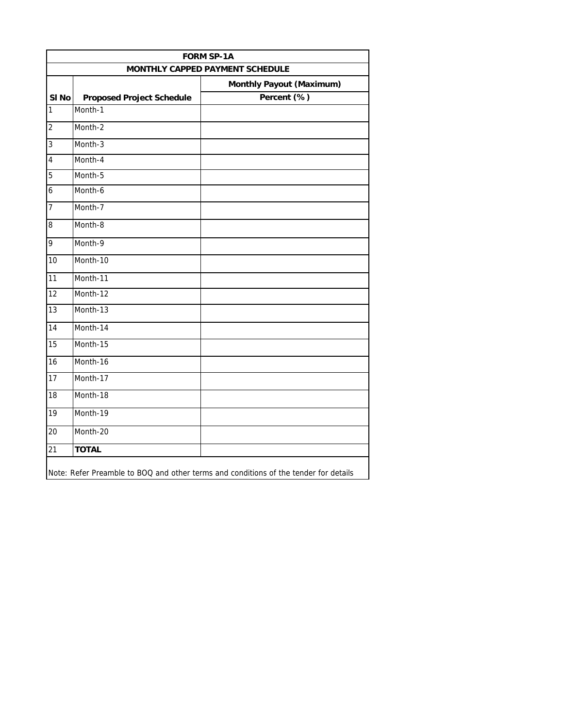| FORM SP-1A | | |
|---|---|---|
| MONTHLY CAPPED PAYMENT SCHEDULE | | |
| | | Monthly Payout (Maximum) |
| Sl No | Proposed Project Schedule | Percent (%) |
| 1 | Month-1 | |
| 2 | Month-2 | |
| 3 | Month-3 | |
| 4 | Month-4 | |
| 5 | Month-5 | |
| 6 | Month-6 | |
| 7 | Month-7 | |
| 8 | Month-8 | |
| 9 | Month-9 | |
| 10 | Month-10 | |
| 11 | Month-11 | |
| 12 | Month-12 | |
| 13 | Month-13 | |
| 14 | Month-14 | |
| 15 | Month-15 | |
| 16 | Month-16 | |
| 17 | Month-17 | |
| 18 | Month-18 | |
| 19 | Month-19 | |
| 20 | Month-20 | |
| 21 | **TOTAL** | |

Note: Refer Preamble to BOQ and other terms and conditions of the tender for details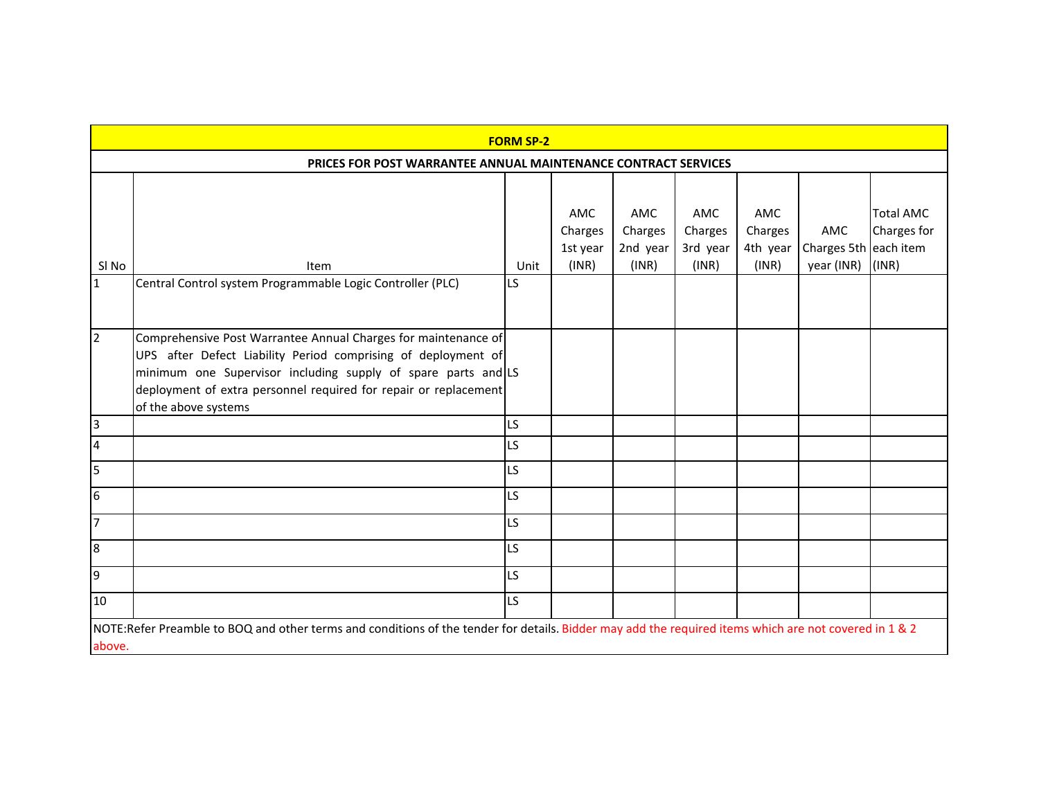## FORM SP-2

### PRICES FOR POST WARRANTEE ANNUAL MAINTENANCE CONTRACT SERVICES

| Sl No | Item | Unit | AMC Charges 1st year (INR) | AMC Charges 2nd year (INR) | AMC Charges 3rd year (INR) | AMC Charges 4th year (INR) | AMC Charges 5th year (INR) | Total AMC Charges for each item (INR) |
|---|---|---|---|---|---|---|---|---|
| 1 | Central Control system Programmable Logic Controller (PLC) | LS | | | | | | |
| 2 | Comprehensive Post Warrantee Annual Charges for maintenance of UPS after Defect Liability Period comprising of deployment of minimum one Supervisor including supply of spare parts and deployment of extra personnel required for repair or replacement of the above systems | LS | | | | | | |
| 3 | | LS | | | | | | |
| 4 | | LS | | | | | | |
| 5 | | LS | | | | | | |
| 6 | | LS | | | | | | |
| 7 | | LS | | | | | | |
| 8 | | LS | | | | | | |
| 9 | | LS | | | | | | |
| 10 | | LS | | | | | | |

NOTE:Refer Preamble to BOQ and other terms and conditions of the tender for details. Bidder may add the required items which are not covered in 1 & 2 above.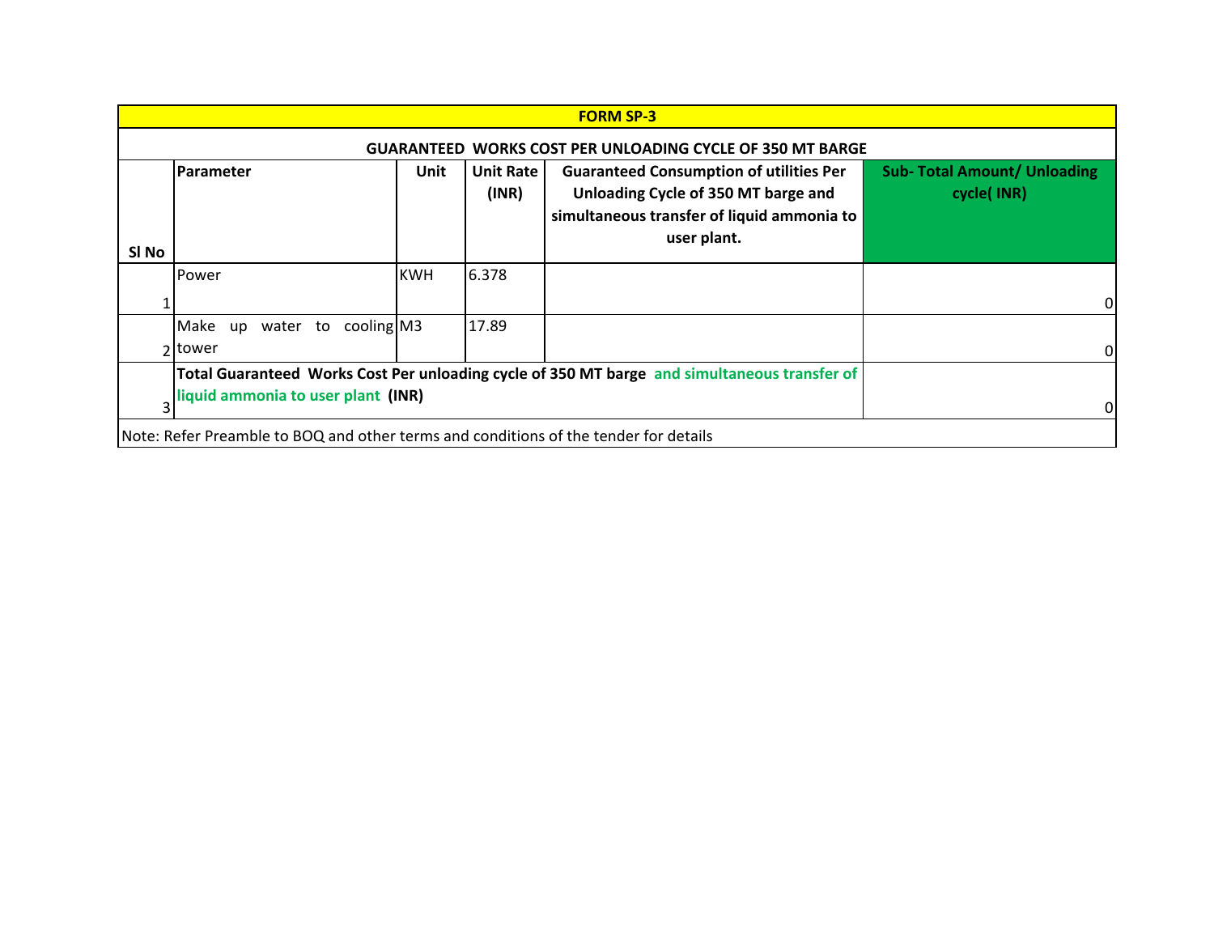# FORM SP-3

## GUARANTEED WORKS COST PER UNLOADING CYCLE OF 350 MT BARGE

| Sl No | Parameter | Unit | Unit Rate (INR) | Guaranteed Consumption of utilities Per Unloading Cycle of 350 MT barge and simultaneous transfer of liquid ammonia to user plant. | Sub- Total Amount/ Unloading cycle( INR) |
|---|---|---|---|---|---|
| 1 | Power | KWH | 6.378 | | 0 |
| 2 | Make up water to cooling tower | M3 | 17.89 | | 0 |
| 3 | **Total Guaranteed Works Cost Per unloading cycle of 350 MT barge and simultaneous transfer of liquid ammonia to user plant (INR)** | | | | 0 |

Note: Refer Preamble to BOQ and other terms and conditions of the tender for details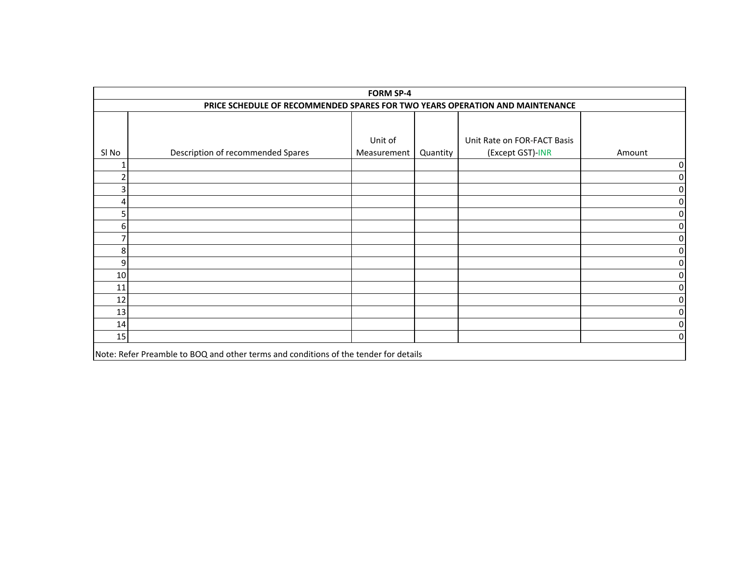## FORM SP-4

### PRICE SCHEDULE OF RECOMMENDED SPARES FOR TWO YEARS OPERATION AND MAINTENANCE

| Sl No | Description of recommended Spares | Unit of Measurement | Quantity | Unit Rate on FOR-FACT Basis (Except GST)-INR | Amount |
|---|---|---|---|---|---|
| 1 | | | | | 0 |
| 2 | | | | | 0 |
| 3 | | | | | 0 |
| 4 | | | | | 0 |
| 5 | | | | | 0 |
| 6 | | | | | 0 |
| 7 | | | | | 0 |
| 8 | | | | | 0 |
| 9 | | | | | 0 |
| 10 | | | | | 0 |
| 11 | | | | | 0 |
| 12 | | | | | 0 |
| 13 | | | | | 0 |
| 14 | | | | | 0 |
| 15 | | | | | 0 |

Note: Refer Preamble to BOQ and other terms and conditions of the tender for details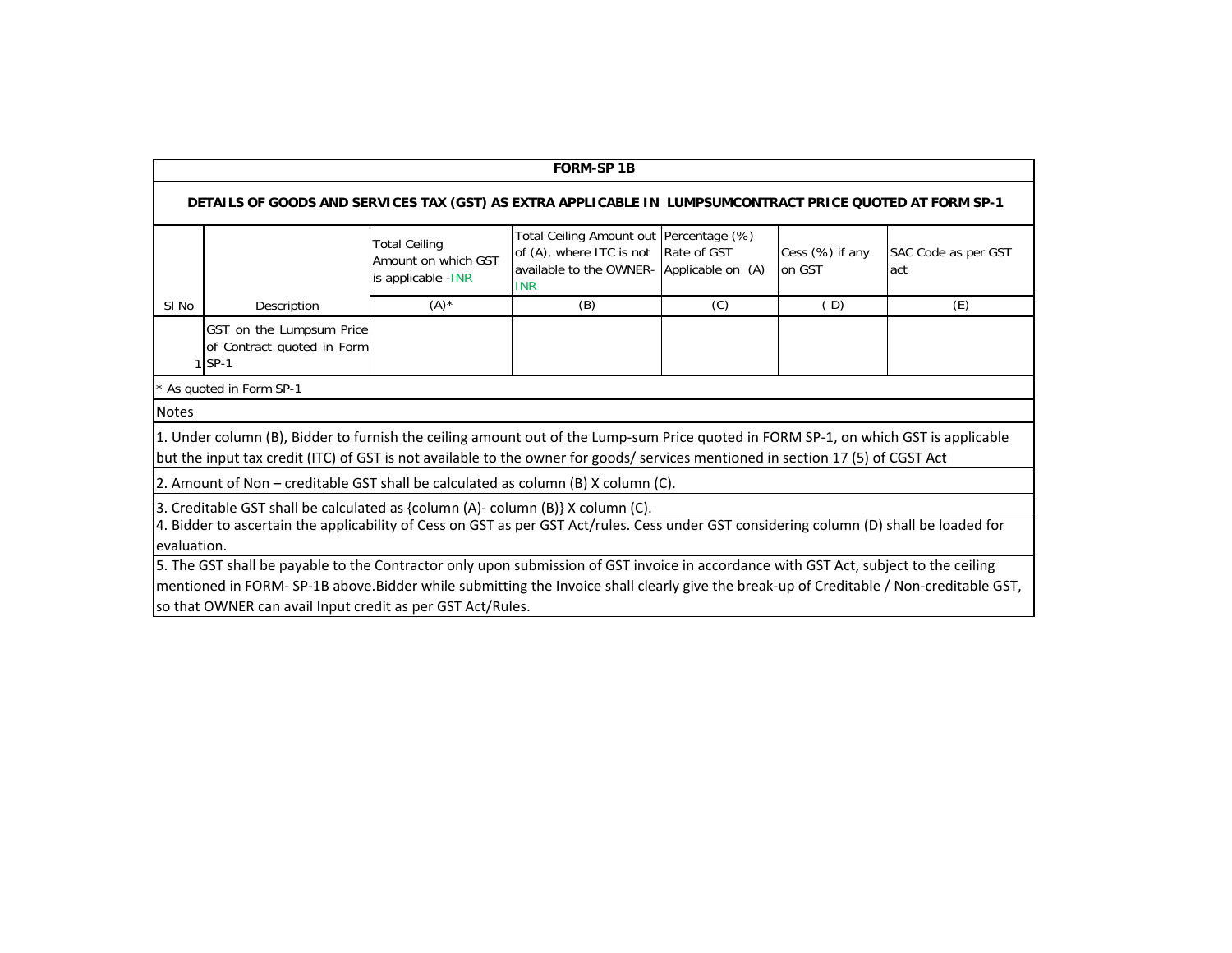## FORM-SP 1B

### DETAILS OF GOODS AND SERVICES TAX (GST) AS EXTRA APPLICABLE IN LUMPSUMCONTRACT PRICE QUOTED AT FORM SP-1

| Sl No | Description | Total Ceiling Amount on which GST is applicable -INR | Total Ceiling Amount out of (A), where ITC is not available to the OWNER-INR | Percentage (%) Rate of GST Applicable on (A) | Cess (%) if any on GST | SAC Code as per GST act |
|---|---|---|---|---|---|---|
| | | (A)* | (B) | (C) | ( D) | (E) |
| 1 | GST on the Lumpsum Price of Contract quoted in Form SP-1 | | | | | |

* As quoted in Form SP-1

Notes

1. Under column (B), Bidder to furnish the ceiling amount out of the Lump-sum Price quoted in FORM SP-1, on which GST is applicable but the input tax credit (ITC) of GST is not available to the owner for goods/ services mentioned in section 17 (5) of CGST Act

2. Amount of Non – creditable GST shall be calculated as column (B) X column (C).

3. Creditable GST shall be calculated as {column (A)- column (B)} X column (C).

4. Bidder to ascertain the applicability of Cess on GST as per GST Act/rules. Cess under GST considering column (D) shall be loaded for evaluation.

5. The GST shall be payable to the Contractor only upon submission of GST invoice in accordance with GST Act, subject to the ceiling mentioned in FORM- SP-1B above.Bidder while submitting the Invoice shall clearly give the break-up of Creditable / Non-creditable GST, so that OWNER can avail Input credit as per GST Act/Rules.